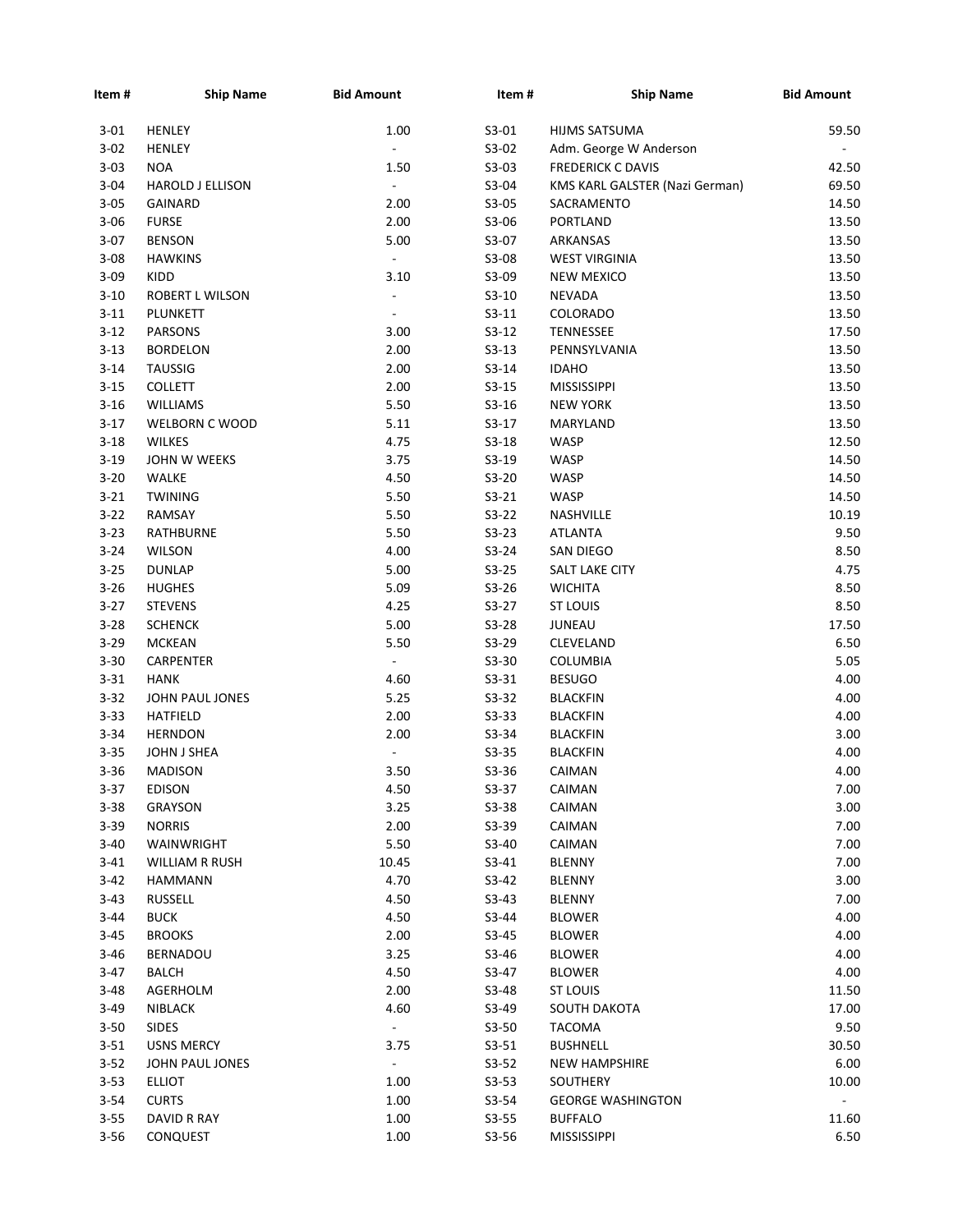| Item # | Ship Name | Bid Amount | Item # | Ship Name | Bid Amount |
|---|---|---|---|---|---|
| 3-01 | HENLEY | 1.00 | S3-01 | HIJMS SATSUMA | 59.50 |
| 3-02 | HENLEY | - | S3-02 | Adm. George W Anderson | - |
| 3-03 | NOA | 1.50 | S3-03 | FREDERICK C DAVIS | 42.50 |
| 3-04 | HAROLD J ELLISON | - | S3-04 | KMS KARL GALSTER (Nazi German) | 69.50 |
| 3-05 | GAINARD | 2.00 | S3-05 | SACRAMENTO | 14.50 |
| 3-06 | FURSE | 2.00 | S3-06 | PORTLAND | 13.50 |
| 3-07 | BENSON | 5.00 | S3-07 | ARKANSAS | 13.50 |
| 3-08 | HAWKINS | - | S3-08 | WEST VIRGINIA | 13.50 |
| 3-09 | KIDD | 3.10 | S3-09 | NEW MEXICO | 13.50 |
| 3-10 | ROBERT L WILSON | - | S3-10 | NEVADA | 13.50 |
| 3-11 | PLUNKETT | - | S3-11 | COLORADO | 13.50 |
| 3-12 | PARSONS | 3.00 | S3-12 | TENNESSEE | 17.50 |
| 3-13 | BORDELON | 2.00 | S3-13 | PENNSYLVANIA | 13.50 |
| 3-14 | TAUSSIG | 2.00 | S3-14 | IDAHO | 13.50 |
| 3-15 | COLLETT | 2.00 | S3-15 | MISSISSIPPI | 13.50 |
| 3-16 | WILLIAMS | 5.50 | S3-16 | NEW YORK | 13.50 |
| 3-17 | WELBORN C WOOD | 5.11 | S3-17 | MARYLAND | 13.50 |
| 3-18 | WILKES | 4.75 | S3-18 | WASP | 12.50 |
| 3-19 | JOHN W WEEKS | 3.75 | S3-19 | WASP | 14.50 |
| 3-20 | WALKE | 4.50 | S3-20 | WASP | 14.50 |
| 3-21 | TWINING | 5.50 | S3-21 | WASP | 14.50 |
| 3-22 | RAMSAY | 5.50 | S3-22 | NASHVILLE | 10.19 |
| 3-23 | RATHBURNE | 5.50 | S3-23 | ATLANTA | 9.50 |
| 3-24 | WILSON | 4.00 | S3-24 | SAN DIEGO | 8.50 |
| 3-25 | DUNLAP | 5.00 | S3-25 | SALT LAKE CITY | 4.75 |
| 3-26 | HUGHES | 5.09 | S3-26 | WICHITA | 8.50 |
| 3-27 | STEVENS | 4.25 | S3-27 | ST LOUIS | 8.50 |
| 3-28 | SCHENCK | 5.00 | S3-28 | JUNEAU | 17.50 |
| 3-29 | MCKEAN | 5.50 | S3-29 | CLEVELAND | 6.50 |
| 3-30 | CARPENTER | - | S3-30 | COLUMBIA | 5.05 |
| 3-31 | HANK | 4.60 | S3-31 | BESUGO | 4.00 |
| 3-32 | JOHN PAUL JONES | 5.25 | S3-32 | BLACKFIN | 4.00 |
| 3-33 | HATFIELD | 2.00 | S3-33 | BLACKFIN | 4.00 |
| 3-34 | HERNDON | 2.00 | S3-34 | BLACKFIN | 3.00 |
| 3-35 | JOHN J SHEA | - | S3-35 | BLACKFIN | 4.00 |
| 3-36 | MADISON | 3.50 | S3-36 | CAIMAN | 4.00 |
| 3-37 | EDISON | 4.50 | S3-37 | CAIMAN | 7.00 |
| 3-38 | GRAYSON | 3.25 | S3-38 | CAIMAN | 3.00 |
| 3-39 | NORRIS | 2.00 | S3-39 | CAIMAN | 7.00 |
| 3-40 | WAINWRIGHT | 5.50 | S3-40 | CAIMAN | 7.00 |
| 3-41 | WILLIAM R RUSH | 10.45 | S3-41 | BLENNY | 7.00 |
| 3-42 | HAMMANN | 4.70 | S3-42 | BLENNY | 3.00 |
| 3-43 | RUSSELL | 4.50 | S3-43 | BLENNY | 7.00 |
| 3-44 | BUCK | 4.50 | S3-44 | BLOWER | 4.00 |
| 3-45 | BROOKS | 2.00 | S3-45 | BLOWER | 4.00 |
| 3-46 | BERNADOU | 3.25 | S3-46 | BLOWER | 4.00 |
| 3-47 | BALCH | 4.50 | S3-47 | BLOWER | 4.00 |
| 3-48 | AGERHOLM | 2.00 | S3-48 | ST LOUIS | 11.50 |
| 3-49 | NIBLACK | 4.60 | S3-49 | SOUTH DAKOTA | 17.00 |
| 3-50 | SIDES | - | S3-50 | TACOMA | 9.50 |
| 3-51 | USNS MERCY | 3.75 | S3-51 | BUSHNELL | 30.50 |
| 3-52 | JOHN PAUL JONES | - | S3-52 | NEW HAMPSHIRE | 6.00 |
| 3-53 | ELLIOT | 1.00 | S3-53 | SOUTHERY | 10.00 |
| 3-54 | CURTS | 1.00 | S3-54 | GEORGE WASHINGTON | - |
| 3-55 | DAVID R RAY | 1.00 | S3-55 | BUFFALO | 11.60 |
| 3-56 | CONQUEST | 1.00 | S3-56 | MISSISSIPPI | 6.50 |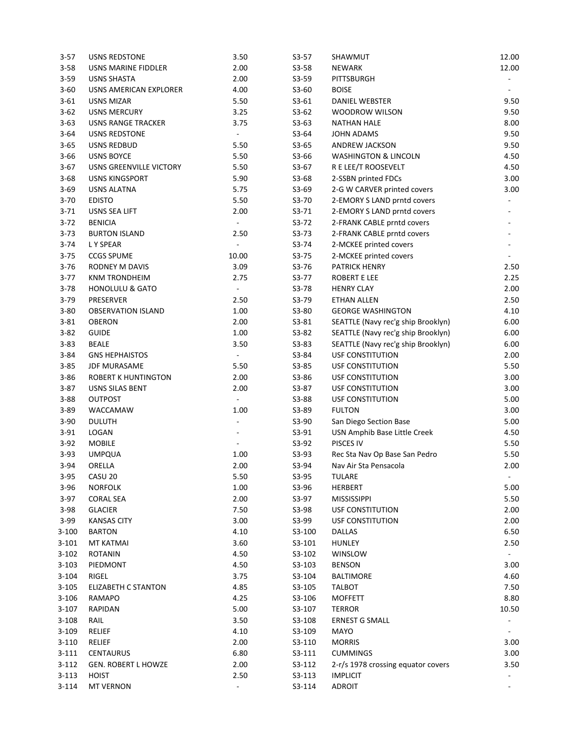| | | | | | |
|---|---|---|---|---|---|
| 3-57 | USNS REDSTONE | 3.50 | S3-57 | SHAWMUT | 12.00 |
| 3-58 | USNS MARINE FIDDLER | 2.00 | S3-58 | NEWARK | 12.00 |
| 3-59 | USNS SHASTA | 2.00 | S3-59 | PITTSBURGH | - |
| 3-60 | USNS AMERICAN EXPLORER | 4.00 | S3-60 | BOISE | - |
| 3-61 | USNS MIZAR | 5.50 | S3-61 | DANIEL WEBSTER | 9.50 |
| 3-62 | USNS MERCURY | 3.25 | S3-62 | WOODROW WILSON | 9.50 |
| 3-63 | USNS RANGE TRACKER | 3.75 | S3-63 | NATHAN HALE | 8.00 |
| 3-64 | USNS REDSTONE | - | S3-64 | JOHN ADAMS | 9.50 |
| 3-65 | USNS REDBUD | 5.50 | S3-65 | ANDREW JACKSON | 9.50 |
| 3-66 | USNS BOYCE | 5.50 | S3-66 | WASHINGTON & LINCOLN | 4.50 |
| 3-67 | USNS GREENVILLE VICTORY | 5.50 | S3-67 | R E LEE/T ROOSEVELT | 4.50 |
| 3-68 | USNS KINGSPORT | 5.90 | S3-68 | 2-SSBN printed FDCs | 3.00 |
| 3-69 | USNS ALATNA | 5.75 | S3-69 | 2-G W CARVER printed covers | 3.00 |
| 3-70 | EDISTO | 5.50 | S3-70 | 2-EMORY S LAND prntd covers | - |
| 3-71 | USNS SEA LIFT | 2.00 | S3-71 | 2-EMORY S LAND prntd covers | - |
| 3-72 | BENICIA | - | S3-72 | 2-FRANK CABLE prntd covers | - |
| 3-73 | BURTON ISLAND | 2.50 | S3-73 | 2-FRANK CABLE prntd covers | - |
| 3-74 | L Y SPEAR | - | S3-74 | 2-MCKEE printed covers | - |
| 3-75 | CCGS SPUME | 10.00 | S3-75 | 2-MCKEE printed covers | - |
| 3-76 | RODNEY M DAVIS | 3.09 | S3-76 | PATRICK HENRY | 2.50 |
| 3-77 | KNM TRONDHEIM | 2.75 | S3-77 | ROBERT E LEE | 2.25 |
| 3-78 | HONOLULU & GATO | - | S3-78 | HENRY CLAY | 2.00 |
| 3-79 | PRESERVER | 2.50 | S3-79 | ETHAN ALLEN | 2.50 |
| 3-80 | OBSERVATION ISLAND | 1.00 | S3-80 | GEORGE WASHINGTON | 4.10 |
| 3-81 | OBERON | 2.00 | S3-81 | SEATTLE (Navy rec'g ship Brooklyn) | 6.00 |
| 3-82 | GUIDE | 1.00 | S3-82 | SEATTLE (Navy rec'g ship Brooklyn) | 6.00 |
| 3-83 | BEALE | 3.50 | S3-83 | SEATTLE (Navy rec'g ship Brooklyn) | 6.00 |
| 3-84 | GNS HEPHAISTOS | - | S3-84 | USF CONSTITUTION | 2.00 |
| 3-85 | JDF MURASAME | 5.50 | S3-85 | USF CONSTITUTION | 5.50 |
| 3-86 | ROBERT K HUNTINGTON | 2.00 | S3-86 | USF CONSTITUTION | 3.00 |
| 3-87 | USNS SILAS BENT | 2.00 | S3-87 | USF CONSTITUTION | 3.00 |
| 3-88 | OUTPOST | - | S3-88 | USF CONSTITUTION | 5.00 |
| 3-89 | WACCAMAW | 1.00 | S3-89 | FULTON | 3.00 |
| 3-90 | DULUTH | - | S3-90 | San Diego Section Base | 5.00 |
| 3-91 | LOGAN | - | S3-91 | USN Amphib Base Little Creek | 4.50 |
| 3-92 | MOBILE | - | S3-92 | PISCES IV | 5.50 |
| 3-93 | UMPQUA | 1.00 | S3-93 | Rec Sta Nav Op Base San Pedro | 5.50 |
| 3-94 | ORELLA | 2.00 | S3-94 | Nav Air Sta Pensacola | 2.00 |
| 3-95 | CASU 20 | 5.50 | S3-95 | TULARE | - |
| 3-96 | NORFOLK | 1.00 | S3-96 | HERBERT | 5.00 |
| 3-97 | CORAL SEA | 2.00 | S3-97 | MISSISSIPPI | 5.50 |
| 3-98 | GLACIER | 7.50 | S3-98 | USF CONSTITUTION | 2.00 |
| 3-99 | KANSAS CITY | 3.00 | S3-99 | USF CONSTITUTION | 2.00 |
| 3-100 | BARTON | 4.10 | S3-100 | DALLAS | 6.50 |
| 3-101 | MT KATMAI | 3.60 | S3-101 | HUNLEY | 2.50 |
| 3-102 | ROTANIN | 4.50 | S3-102 | WINSLOW | - |
| 3-103 | PIEDMONT | 4.50 | S3-103 | BENSON | 3.00 |
| 3-104 | RIGEL | 3.75 | S3-104 | BALTIMORE | 4.60 |
| 3-105 | ELIZABETH C STANTON | 4.85 | S3-105 | TALBOT | 7.50 |
| 3-106 | RAMAPO | 4.25 | S3-106 | MOFFETT | 8.80 |
| 3-107 | RAPIDAN | 5.00 | S3-107 | TERROR | 10.50 |
| 3-108 | RAIL | 3.50 | S3-108 | ERNEST G SMALL | - |
| 3-109 | RELIEF | 4.10 | S3-109 | MAYO | - |
| 3-110 | RELIEF | 2.00 | S3-110 | MORRIS | 3.00 |
| 3-111 | CENTAURUS | 6.80 | S3-111 | CUMMINGS | 3.00 |
| 3-112 | GEN. ROBERT L HOWZE | 2.00 | S3-112 | 2-r/s 1978 crossing equator covers | 3.50 |
| 3-113 | HOIST | 2.50 | S3-113 | IMPLICIT | - |
| 3-114 | MT VERNON | - | S3-114 | ADROIT | - |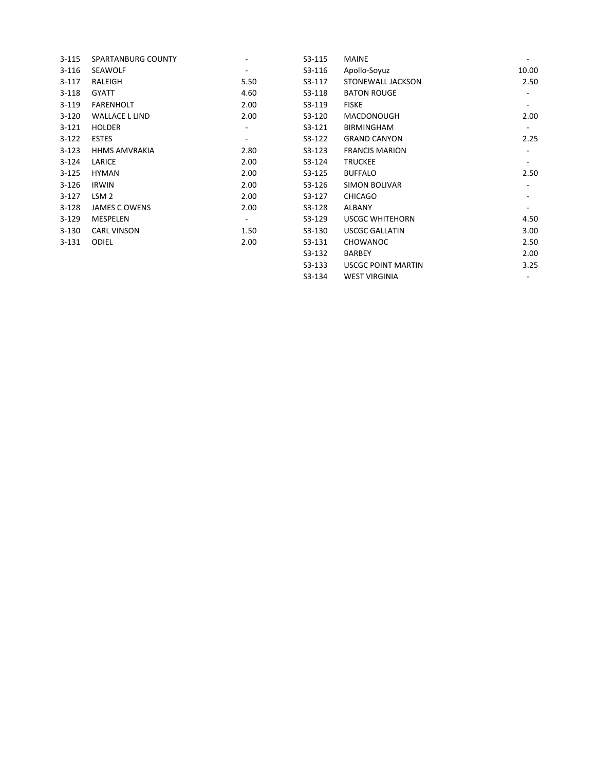| | | |
|---|---|---|
| 3-115 | SPARTANBURG COUNTY | - |
| 3-116 | SEAWOLF | - |
| 3-117 | RALEIGH | 5.50 |
| 3-118 | GYATT | 4.60 |
| 3-119 | FARENHOLT | 2.00 |
| 3-120 | WALLACE L LIND | 2.00 |
| 3-121 | HOLDER | - |
| 3-122 | ESTES | - |
| 3-123 | HHMS AMVRAKIA | 2.80 |
| 3-124 | LARICE | 2.00 |
| 3-125 | HYMAN | 2.00 |
| 3-126 | IRWIN | 2.00 |
| 3-127 | LSM 2 | 2.00 |
| 3-128 | JAMES C OWENS | 2.00 |
| 3-129 | MESPELEN | - |
| 3-130 | CARL VINSON | 1.50 |
| 3-131 | ODIEL | 2.00 |

| | | |
|---|---|---|
| S3-115 | MAINE | - |
| S3-116 | Apollo-Soyuz | 10.00 |
| S3-117 | STONEWALL JACKSON | 2.50 |
| S3-118 | BATON ROUGE | - |
| S3-119 | FISKE | - |
| S3-120 | MACDONOUGH | 2.00 |
| S3-121 | BIRMINGHAM | - |
| S3-122 | GRAND CANYON | 2.25 |
| S3-123 | FRANCIS MARION | - |
| S3-124 | TRUCKEE | - |
| S3-125 | BUFFALO | 2.50 |
| S3-126 | SIMON BOLIVAR | - |
| S3-127 | CHICAGO | - |
| S3-128 | ALBANY | - |
| S3-129 | USCGC WHITEHORN | 4.50 |
| S3-130 | USCGC GALLATIN | 3.00 |
| S3-131 | CHOWANOC | 2.50 |
| S3-132 | BARBEY | 2.00 |
| S3-133 | USCGC POINT MARTIN | 3.25 |
| S3-134 | WEST VIRGINIA | - |